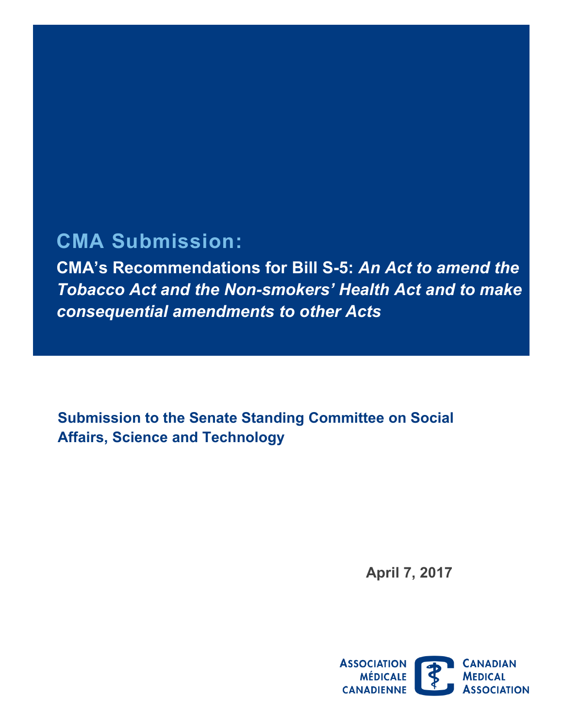# CMA Submission:

## CMA's Recommendations for Bill S-5: *An Act to amend the Tobacco Act and the Non-smokers' Health Act and to make consequential amendments to other Acts*

**Submission to the Senate Standing Committee on Social Affairs, Science and Technology**

**April 7, 2017**

ASSOCIATION MÉDICALE CANADIENNE
CANADIAN MEDICAL ASSOCIATION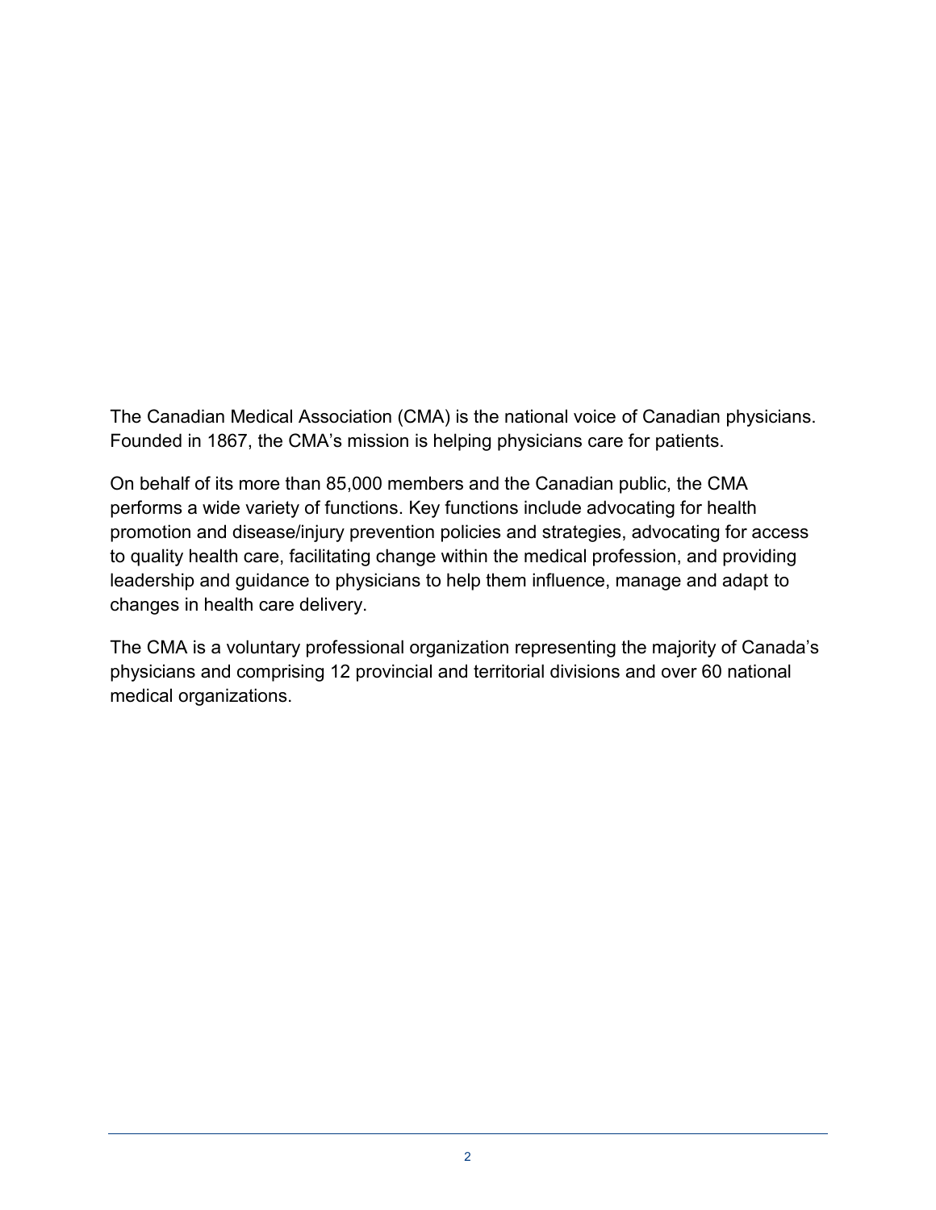The Canadian Medical Association (CMA) is the national voice of Canadian physicians. Founded in 1867, the CMA's mission is helping physicians care for patients.

On behalf of its more than 85,000 members and the Canadian public, the CMA performs a wide variety of functions. Key functions include advocating for health promotion and disease/injury prevention policies and strategies, advocating for access to quality health care, facilitating change within the medical profession, and providing leadership and guidance to physicians to help them influence, manage and adapt to changes in health care delivery.

The CMA is a voluntary professional organization representing the majority of Canada's physicians and comprising 12 provincial and territorial divisions and over 60 national medical organizations.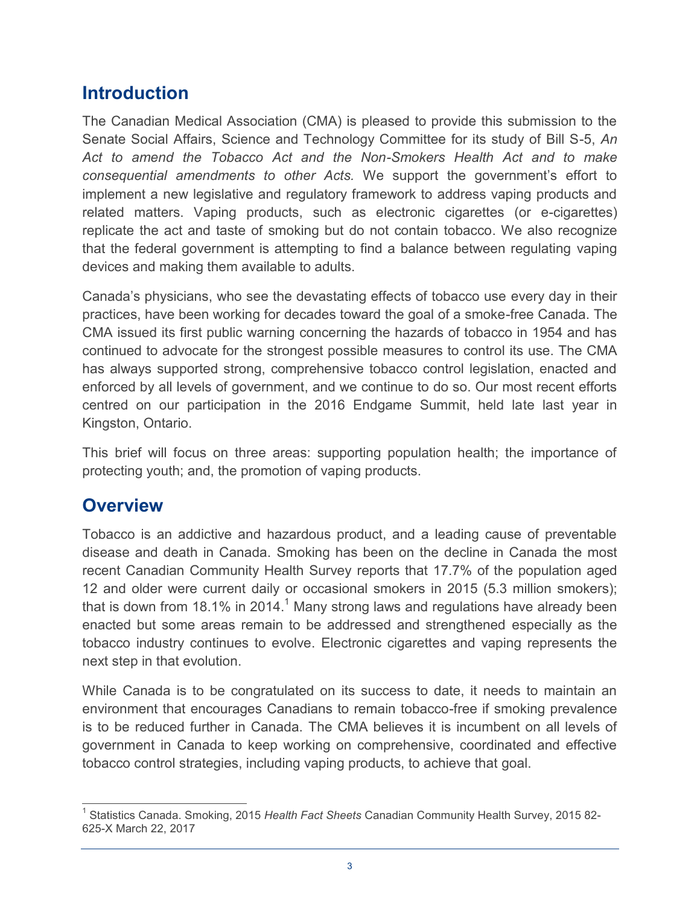## Introduction

The Canadian Medical Association (CMA) is pleased to provide this submission to the Senate Social Affairs, Science and Technology Committee for its study of Bill S-5, *An Act to amend the Tobacco Act and the Non-Smokers Health Act and to make consequential amendments to other Acts.* We support the government's effort to implement a new legislative and regulatory framework to address vaping products and related matters. Vaping products, such as electronic cigarettes (or e-cigarettes) replicate the act and taste of smoking but do not contain tobacco. We also recognize that the federal government is attempting to find a balance between regulating vaping devices and making them available to adults.

Canada's physicians, who see the devastating effects of tobacco use every day in their practices, have been working for decades toward the goal of a smoke-free Canada. The CMA issued its first public warning concerning the hazards of tobacco in 1954 and has continued to advocate for the strongest possible measures to control its use. The CMA has always supported strong, comprehensive tobacco control legislation, enacted and enforced by all levels of government, and we continue to do so. Our most recent efforts centred on our participation in the 2016 Endgame Summit, held late last year in Kingston, Ontario.

This brief will focus on three areas: supporting population health; the importance of protecting youth; and, the promotion of vaping products.

## Overview

Tobacco is an addictive and hazardous product, and a leading cause of preventable disease and death in Canada. Smoking has been on the decline in Canada the most recent Canadian Community Health Survey reports that 17.7% of the population aged 12 and older were current daily or occasional smokers in 2015 (5.3 million smokers); that is down from 18.1% in 2014.[1] Many strong laws and regulations have already been enacted but some areas remain to be addressed and strengthened especially as the tobacco industry continues to evolve. Electronic cigarettes and vaping represents the next step in that evolution.

While Canada is to be congratulated on its success to date, it needs to maintain an environment that encourages Canadians to remain tobacco-free if smoking prevalence is to be reduced further in Canada. The CMA believes it is incumbent on all levels of government in Canada to keep working on comprehensive, coordinated and effective tobacco control strategies, including vaping products, to achieve that goal.

---

[1] Statistics Canada. Smoking, 2015 *Health Fact Sheets* Canadian Community Health Survey, 2015 82-625-X March 22, 2017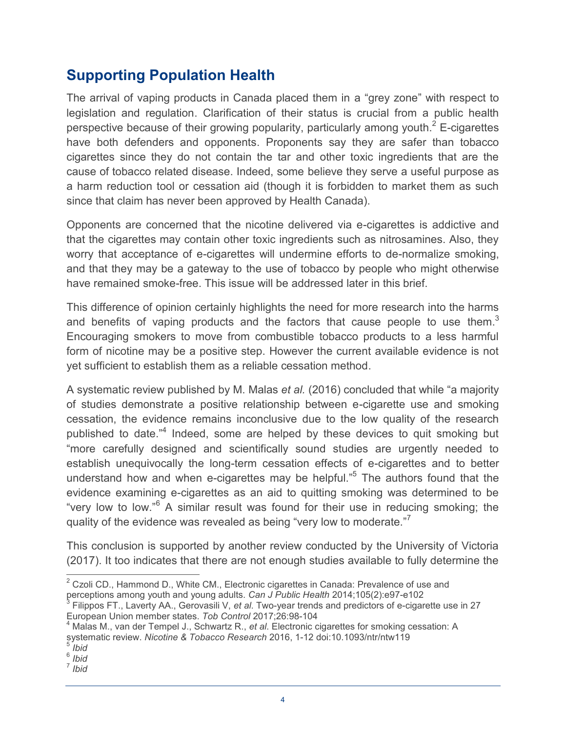## Supporting Population Health

The arrival of vaping products in Canada placed them in a "grey zone" with respect to legislation and regulation. Clarification of their status is crucial from a public health perspective because of their growing popularity, particularly among youth.[2] E-cigarettes have both defenders and opponents. Proponents say they are safer than tobacco cigarettes since they do not contain the tar and other toxic ingredients that are the cause of tobacco related disease. Indeed, some believe they serve a useful purpose as a harm reduction tool or cessation aid (though it is forbidden to market them as such since that claim has never been approved by Health Canada).

Opponents are concerned that the nicotine delivered via e-cigarettes is addictive and that the cigarettes may contain other toxic ingredients such as nitrosamines. Also, they worry that acceptance of e-cigarettes will undermine efforts to de-normalize smoking, and that they may be a gateway to the use of tobacco by people who might otherwise have remained smoke-free. This issue will be addressed later in this brief.

This difference of opinion certainly highlights the need for more research into the harms and benefits of vaping products and the factors that cause people to use them.[3] Encouraging smokers to move from combustible tobacco products to a less harmful form of nicotine may be a positive step. However the current available evidence is not yet sufficient to establish them as a reliable cessation method.

A systematic review published by M. Malas *et al.* (2016) concluded that while "a majority of studies demonstrate a positive relationship between e-cigarette use and smoking cessation, the evidence remains inconclusive due to the low quality of the research published to date."[4] Indeed, some are helped by these devices to quit smoking but "more carefully designed and scientifically sound studies are urgently needed to establish unequivocally the long-term cessation effects of e-cigarettes and to better understand how and when e-cigarettes may be helpful."[5] The authors found that the evidence examining e-cigarettes as an aid to quitting smoking was determined to be "very low to low."[6] A similar result was found for their use in reducing smoking; the quality of the evidence was revealed as being "very low to moderate."[7]

This conclusion is supported by another review conducted by the University of Victoria (2017). It too indicates that there are not enough studies available to fully determine the

---

[2] Czoli CD., Hammond D., White CM., Electronic cigarettes in Canada: Prevalence of use and perceptions among youth and young adults. *Can J Public Health* 2014;105(2):e97-e102

[3] Filippos FT., Laverty AA., Gerovasili V, *et al.* Two-year trends and predictors of e-cigarette use in 27 European Union member states. *Tob Control* 2017;26:98-104

[4] Malas M., van der Tempel J., Schwartz R., *et al.* Electronic cigarettes for smoking cessation: A systematic review. *Nicotine & Tobacco Research* 2016, 1-12 doi:10.1093/ntr/ntw119

[5] *Ibid*

[6] *Ibid*

[7] *Ibid*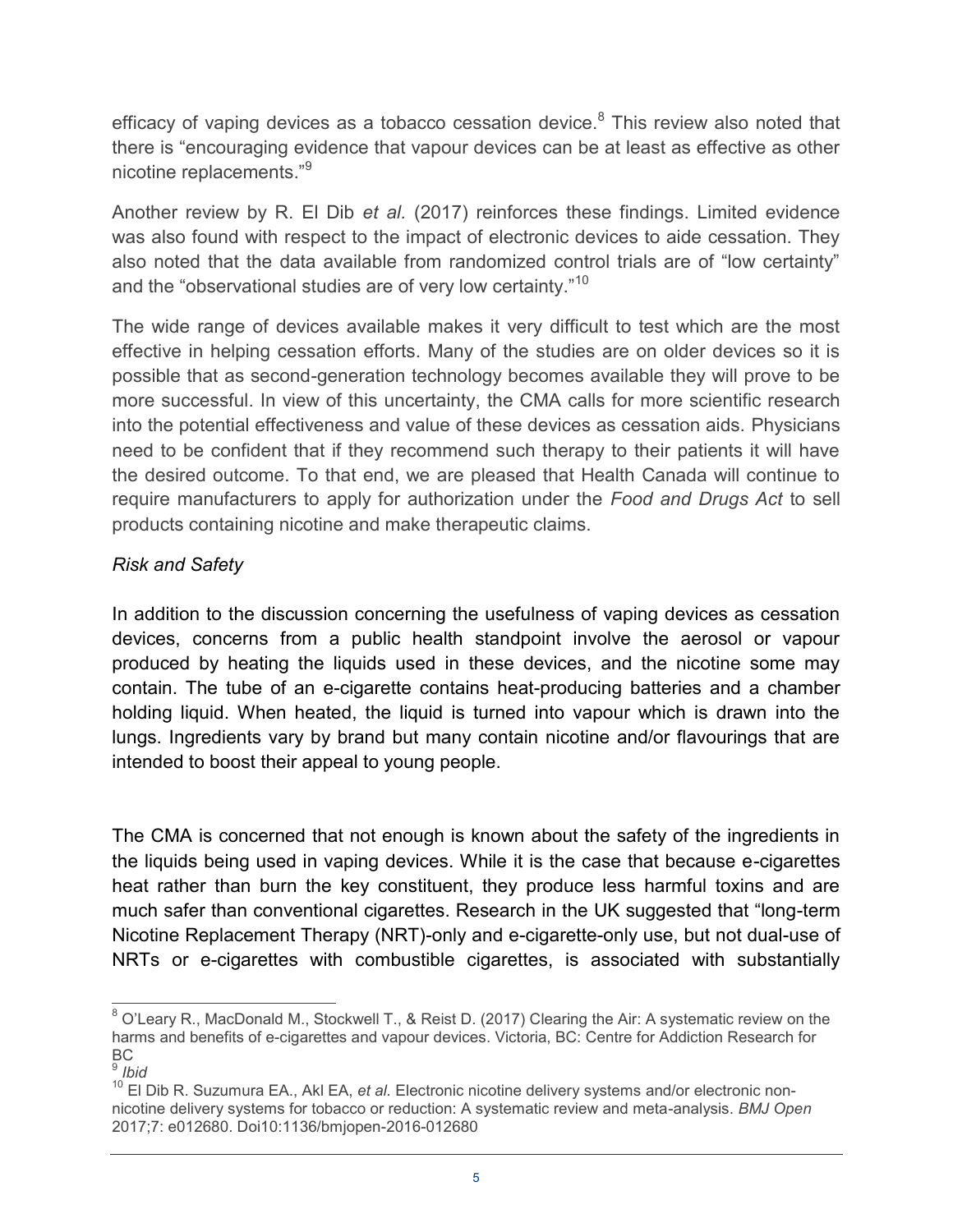efficacy of vaping devices as a tobacco cessation device.[8] This review also noted that there is "encouraging evidence that vapour devices can be at least as effective as other nicotine replacements."[9]

Another review by R. El Dib *et al.* (2017) reinforces these findings. Limited evidence was also found with respect to the impact of electronic devices to aide cessation. They also noted that the data available from randomized control trials are of "low certainty" and the "observational studies are of very low certainty."[10]

The wide range of devices available makes it very difficult to test which are the most effective in helping cessation efforts. Many of the studies are on older devices so it is possible that as second-generation technology becomes available they will prove to be more successful. In view of this uncertainty, the CMA calls for more scientific research into the potential effectiveness and value of these devices as cessation aids. Physicians need to be confident that if they recommend such therapy to their patients it will have the desired outcome. To that end, we are pleased that Health Canada will continue to require manufacturers to apply for authorization under the *Food and Drugs Act* to sell products containing nicotine and make therapeutic claims.

*Risk and Safety*

In addition to the discussion concerning the usefulness of vaping devices as cessation devices, concerns from a public health standpoint involve the aerosol or vapour produced by heating the liquids used in these devices, and the nicotine some may contain. The tube of an e-cigarette contains heat-producing batteries and a chamber holding liquid. When heated, the liquid is turned into vapour which is drawn into the lungs. Ingredients vary by brand but many contain nicotine and/or flavourings that are intended to boost their appeal to young people.

The CMA is concerned that not enough is known about the safety of the ingredients in the liquids being used in vaping devices. While it is the case that because e-cigarettes heat rather than burn the key constituent, they produce less harmful toxins and are much safer than conventional cigarettes. Research in the UK suggested that "long-term Nicotine Replacement Therapy (NRT)-only and e-cigarette-only use, but not dual-use of NRTs or e-cigarettes with combustible cigarettes, is associated with substantially

---

[8] O'Leary R., MacDonald M., Stockwell T., & Reist D. (2017) Clearing the Air: A systematic review on the harms and benefits of e-cigarettes and vapour devices. Victoria, BC: Centre for Addiction Research for BC

[9] *Ibid*

[10] El Dib R. Suzumura EA., Akl EA, *et al.* Electronic nicotine delivery systems and/or electronic non-nicotine delivery systems for tobacco or reduction: A systematic review and meta-analysis. *BMJ Open* 2017;7: e012680. Doi10:1136/bmjopen-2016-012680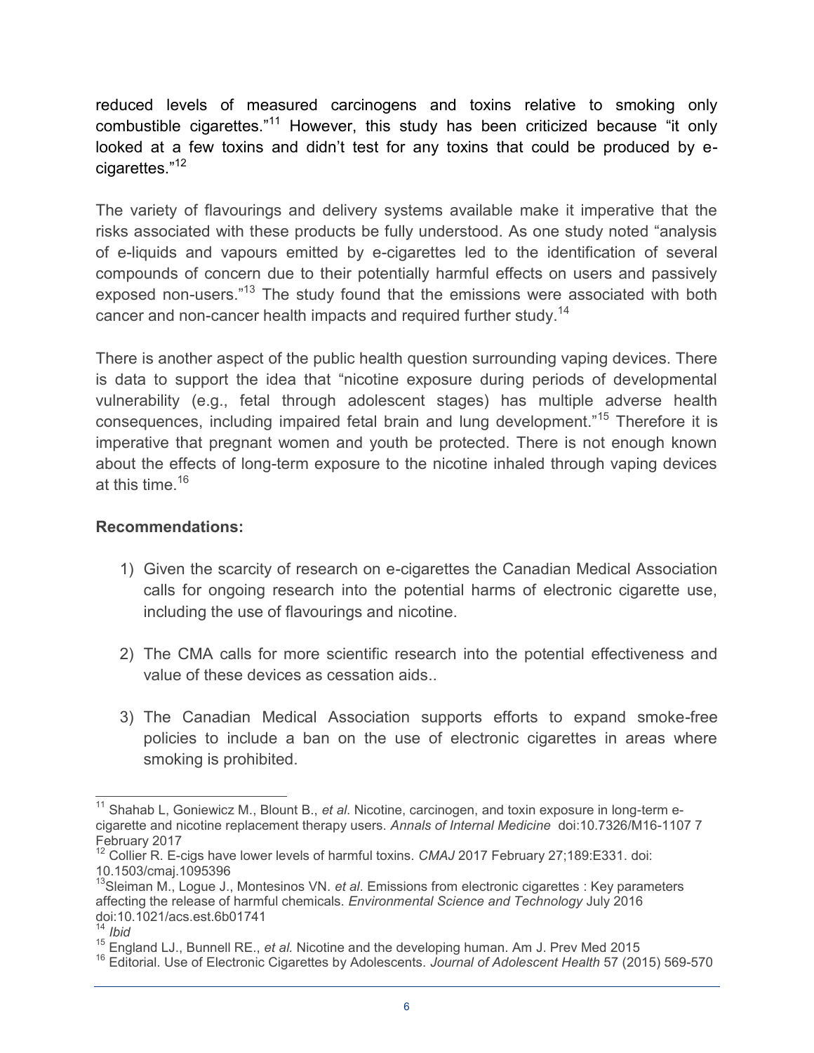reduced levels of measured carcinogens and toxins relative to smoking only combustible cigarettes."[11] However, this study has been criticized because "it only looked at a few toxins and didn't test for any toxins that could be produced by e-cigarettes."[12]

The variety of flavourings and delivery systems available make it imperative that the risks associated with these products be fully understood. As one study noted "analysis of e-liquids and vapours emitted by e-cigarettes led to the identification of several compounds of concern due to their potentially harmful effects on users and passively exposed non-users."[13] The study found that the emissions were associated with both cancer and non-cancer health impacts and required further study.[14]

There is another aspect of the public health question surrounding vaping devices. There is data to support the idea that "nicotine exposure during periods of developmental vulnerability (e.g., fetal through adolescent stages) has multiple adverse health consequences, including impaired fetal brain and lung development."[15] Therefore it is imperative that pregnant women and youth be protected. There is not enough known about the effects of long-term exposure to the nicotine inhaled through vaping devices at this time.[16]

**Recommendations:**

1) Given the scarcity of research on e-cigarettes the Canadian Medical Association calls for ongoing research into the potential harms of electronic cigarette use, including the use of flavourings and nicotine.

2) The CMA calls for more scientific research into the potential effectiveness and value of these devices as cessation aids..

3) The Canadian Medical Association supports efforts to expand smoke-free policies to include a ban on the use of electronic cigarettes in areas where smoking is prohibited.

---

[11] Shahab L, Goniewicz M., Blount B., *et al*. Nicotine, carcinogen, and toxin exposure in long-term e-cigarette and nicotine replacement therapy users. *Annals of Internal Medicine* doi:10.7326/M16-1107 7 February 2017

[12] Collier R. E-cigs have lower levels of harmful toxins. *CMAJ* 2017 February 27;189:E331. doi: 10.1503/cmaj.1095396

[13] Sleiman M., Logue J., Montesinos VN. *et al*. Emissions from electronic cigarettes : Key parameters affecting the release of harmful chemicals. *Environmental Science and Technology* July 2016 doi:10.1021/acs.est.6b01741

[14] *Ibid*

[15] England LJ., Bunnell RE., *et al.* Nicotine and the developing human. Am J. Prev Med 2015

[16] Editorial. Use of Electronic Cigarettes by Adolescents. *Journal of Adolescent Health* 57 (2015) 569-570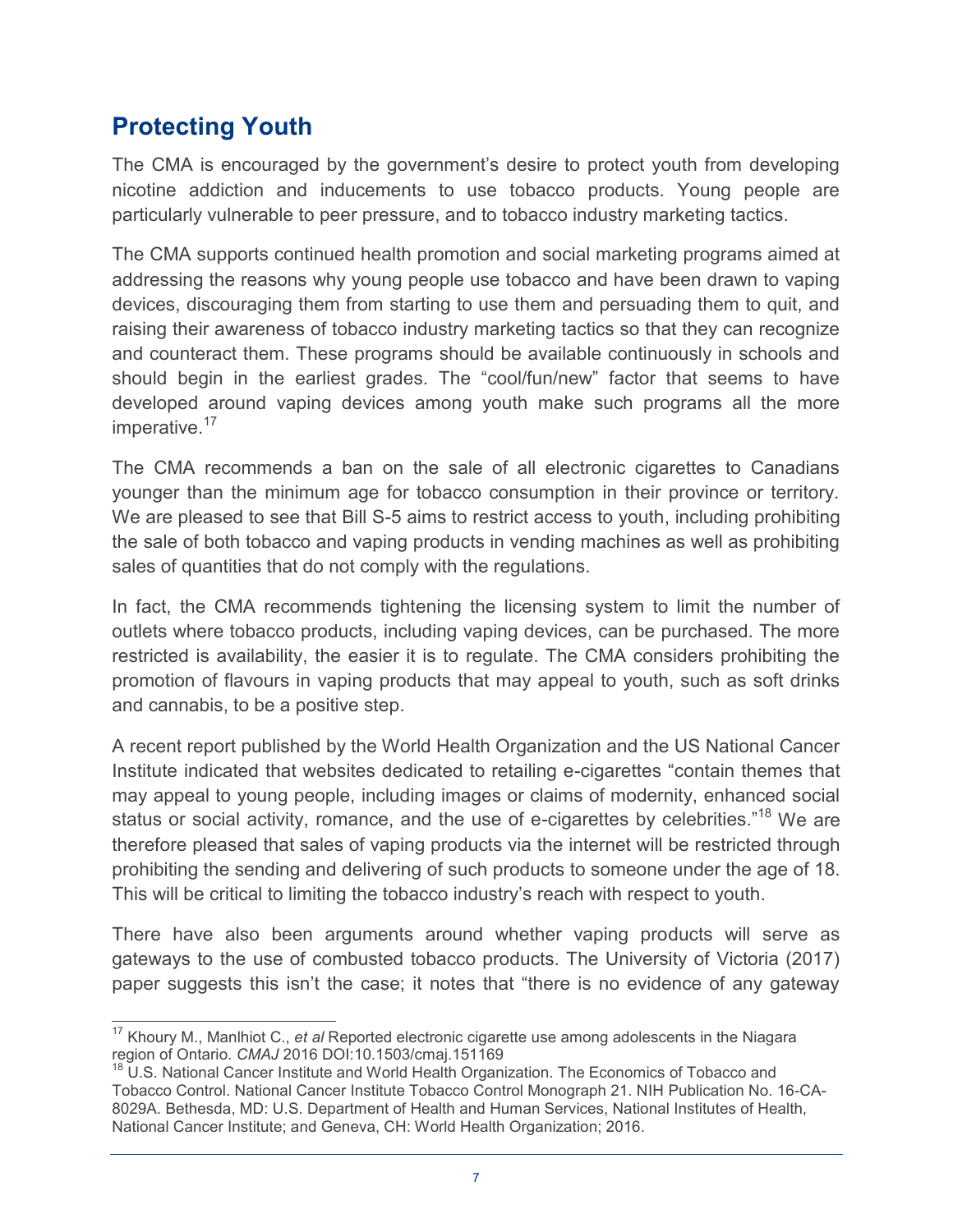## Protecting Youth

The CMA is encouraged by the government's desire to protect youth from developing nicotine addiction and inducements to use tobacco products. Young people are particularly vulnerable to peer pressure, and to tobacco industry marketing tactics.

The CMA supports continued health promotion and social marketing programs aimed at addressing the reasons why young people use tobacco and have been drawn to vaping devices, discouraging them from starting to use them and persuading them to quit, and raising their awareness of tobacco industry marketing tactics so that they can recognize and counteract them. These programs should be available continuously in schools and should begin in the earliest grades. The "cool/fun/new" factor that seems to have developed around vaping devices among youth make such programs all the more imperative.[17]

The CMA recommends a ban on the sale of all electronic cigarettes to Canadians younger than the minimum age for tobacco consumption in their province or territory. We are pleased to see that Bill S-5 aims to restrict access to youth, including prohibiting the sale of both tobacco and vaping products in vending machines as well as prohibiting sales of quantities that do not comply with the regulations.

In fact, the CMA recommends tightening the licensing system to limit the number of outlets where tobacco products, including vaping devices, can be purchased. The more restricted is availability, the easier it is to regulate. The CMA considers prohibiting the promotion of flavours in vaping products that may appeal to youth, such as soft drinks and cannabis, to be a positive step.

A recent report published by the World Health Organization and the US National Cancer Institute indicated that websites dedicated to retailing e-cigarettes "contain themes that may appeal to young people, including images or claims of modernity, enhanced social status or social activity, romance, and the use of e-cigarettes by celebrities."[18] We are therefore pleased that sales of vaping products via the internet will be restricted through prohibiting the sending and delivering of such products to someone under the age of 18. This will be critical to limiting the tobacco industry's reach with respect to youth.

There have also been arguments around whether vaping products will serve as gateways to the use of combusted tobacco products. The University of Victoria (2017) paper suggests this isn't the case; it notes that "there is no evidence of any gateway

---

[17] Khoury M., Manlhiot C., *et al* Reported electronic cigarette use among adolescents in the Niagara region of Ontario. *CMAJ* 2016 DOI:10.1503/cmaj.151169

[18] U.S. National Cancer Institute and World Health Organization. The Economics of Tobacco and Tobacco Control. National Cancer Institute Tobacco Control Monograph 21. NIH Publication No. 16-CA-8029A. Bethesda, MD: U.S. Department of Health and Human Services, National Institutes of Health, National Cancer Institute; and Geneva, CH: World Health Organization; 2016.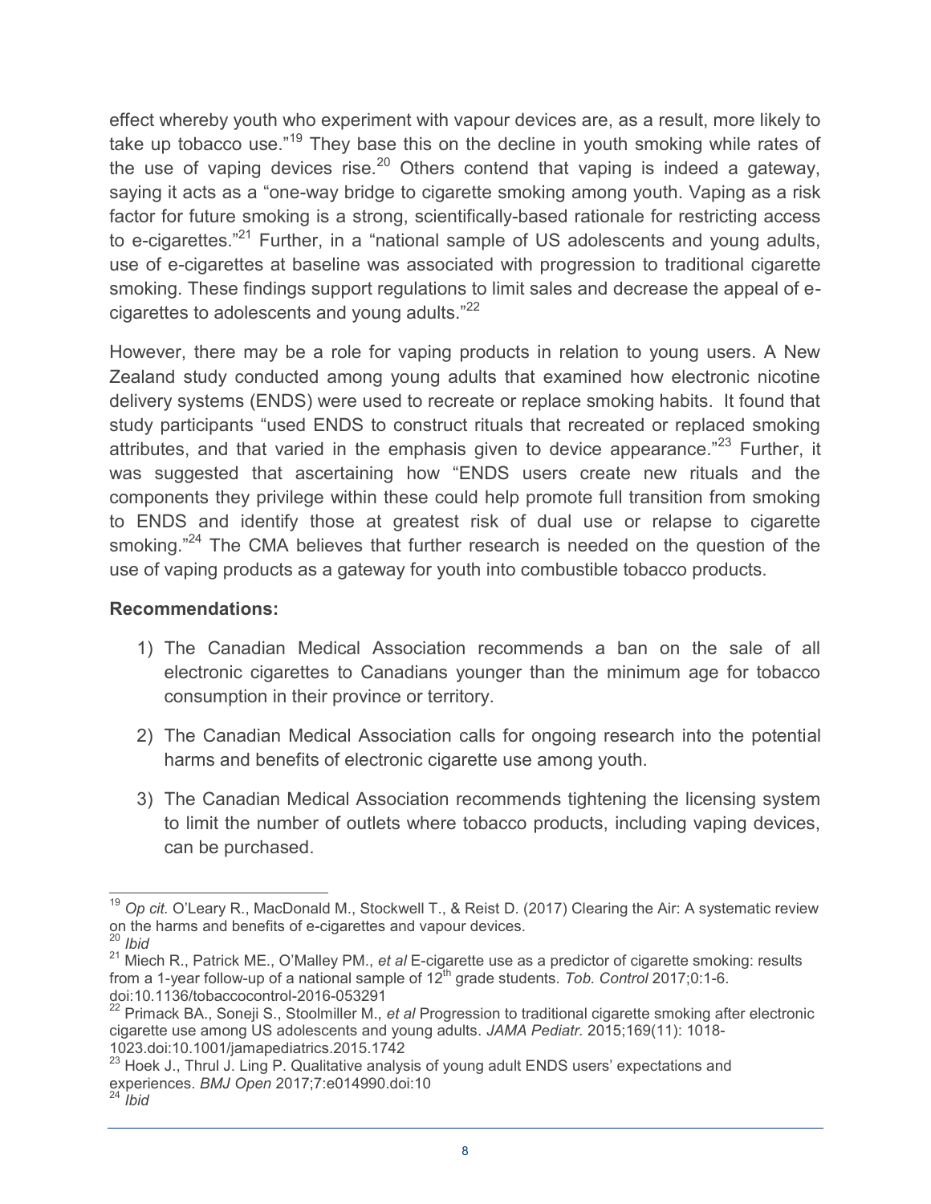effect whereby youth who experiment with vapour devices are, as a result, more likely to take up tobacco use."[19] They base this on the decline in youth smoking while rates of the use of vaping devices rise.[20] Others contend that vaping is indeed a gateway, saying it acts as a "one-way bridge to cigarette smoking among youth. Vaping as a risk factor for future smoking is a strong, scientifically-based rationale for restricting access to e-cigarettes."[21] Further, in a "national sample of US adolescents and young adults, use of e-cigarettes at baseline was associated with progression to traditional cigarette smoking. These findings support regulations to limit sales and decrease the appeal of e-cigarettes to adolescents and young adults."[22]

However, there may be a role for vaping products in relation to young users. A New Zealand study conducted among young adults that examined how electronic nicotine delivery systems (ENDS) were used to recreate or replace smoking habits. It found that study participants "used ENDS to construct rituals that recreated or replaced smoking attributes, and that varied in the emphasis given to device appearance."[23] Further, it was suggested that ascertaining how "ENDS users create new rituals and the components they privilege within these could help promote full transition from smoking to ENDS and identify those at greatest risk of dual use or relapse to cigarette smoking."[24] The CMA believes that further research is needed on the question of the use of vaping products as a gateway for youth into combustible tobacco products.

**Recommendations:**

1) The Canadian Medical Association recommends a ban on the sale of all electronic cigarettes to Canadians younger than the minimum age for tobacco consumption in their province or territory.

2) The Canadian Medical Association calls for ongoing research into the potential harms and benefits of electronic cigarette use among youth.

3) The Canadian Medical Association recommends tightening the licensing system to limit the number of outlets where tobacco products, including vaping devices, can be purchased.

---

[19] *Op cit.* O'Leary R., MacDonald M., Stockwell T., & Reist D. (2017) Clearing the Air: A systematic review on the harms and benefits of e-cigarettes and vapour devices.

[20] *Ibid*

[21] Miech R., Patrick ME., O'Malley PM., *et al* E-cigarette use as a predictor of cigarette smoking: results from a 1-year follow-up of a national sample of 12th grade students. *Tob. Control* 2017;0:1-6. doi:10.1136/tobaccocontrol-2016-053291

[22] Primack BA., Soneji S., Stoolmiller M., *et al* Progression to traditional cigarette smoking after electronic cigarette use among US adolescents and young adults. *JAMA Pediatr.* 2015;169(11): 1018-1023.doi:10.1001/jamapediatrics.2015.1742

[23] Hoek J., Thrul J. Ling P. Qualitative analysis of young adult ENDS users' expectations and experiences. *BMJ Open* 2017;7:e014990.doi:10

[24] *Ibid*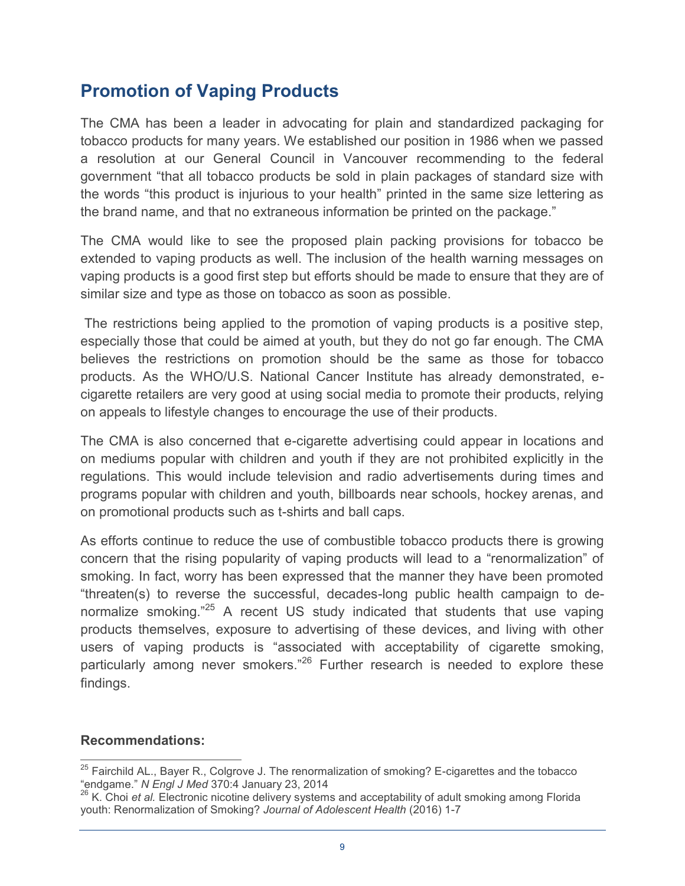## Promotion of Vaping Products

The CMA has been a leader in advocating for plain and standardized packaging for tobacco products for many years. We established our position in 1986 when we passed a resolution at our General Council in Vancouver recommending to the federal government "that all tobacco products be sold in plain packages of standard size with the words "this product is injurious to your health" printed in the same size lettering as the brand name, and that no extraneous information be printed on the package."

The CMA would like to see the proposed plain packing provisions for tobacco be extended to vaping products as well. The inclusion of the health warning messages on vaping products is a good first step but efforts should be made to ensure that they are of similar size and type as those on tobacco as soon as possible.

The restrictions being applied to the promotion of vaping products is a positive step, especially those that could be aimed at youth, but they do not go far enough. The CMA believes the restrictions on promotion should be the same as those for tobacco products. As the WHO/U.S. National Cancer Institute has already demonstrated, e-cigarette retailers are very good at using social media to promote their products, relying on appeals to lifestyle changes to encourage the use of their products.

The CMA is also concerned that e-cigarette advertising could appear in locations and on mediums popular with children and youth if they are not prohibited explicitly in the regulations. This would include television and radio advertisements during times and programs popular with children and youth, billboards near schools, hockey arenas, and on promotional products such as t-shirts and ball caps.

As efforts continue to reduce the use of combustible tobacco products there is growing concern that the rising popularity of vaping products will lead to a "renormalization" of smoking. In fact, worry has been expressed that the manner they have been promoted "threaten(s) to reverse the successful, decades-long public health campaign to de-normalize smoking."[25] A recent US study indicated that students that use vaping products themselves, exposure to advertising of these devices, and living with other users of vaping products is "associated with acceptability of cigarette smoking, particularly among never smokers."[26] Further research is needed to explore these findings.

**Recommendations:**

[25] Fairchild AL., Bayer R., Colgrove J. The renormalization of smoking? E-cigarettes and the tobacco "endgame." *N Engl J Med* 370:4 January 23, 2014

[26] K. Choi *et al.* Electronic nicotine delivery systems and acceptability of adult smoking among Florida youth: Renormalization of Smoking? *Journal of Adolescent Health* (2016) 1-7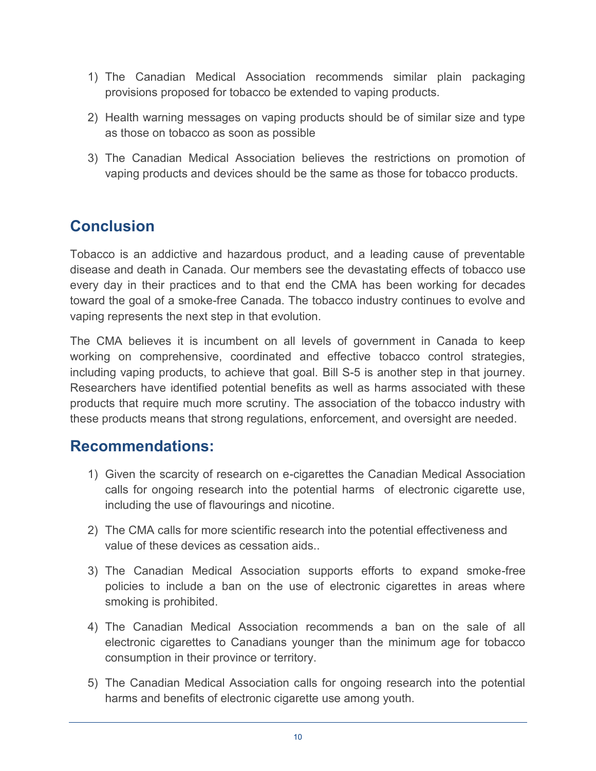1) The Canadian Medical Association recommends similar plain packaging provisions proposed for tobacco be extended to vaping products.

2) Health warning messages on vaping products should be of similar size and type as those on tobacco as soon as possible

3) The Canadian Medical Association believes the restrictions on promotion of vaping products and devices should be the same as those for tobacco products.

## Conclusion

Tobacco is an addictive and hazardous product, and a leading cause of preventable disease and death in Canada. Our members see the devastating effects of tobacco use every day in their practices and to that end the CMA has been working for decades toward the goal of a smoke-free Canada. The tobacco industry continues to evolve and vaping represents the next step in that evolution.

The CMA believes it is incumbent on all levels of government in Canada to keep working on comprehensive, coordinated and effective tobacco control strategies, including vaping products, to achieve that goal. Bill S-5 is another step in that journey. Researchers have identified potential benefits as well as harms associated with these products that require much more scrutiny. The association of the tobacco industry with these products means that strong regulations, enforcement, and oversight are needed.

## Recommendations:

1) Given the scarcity of research on e-cigarettes the Canadian Medical Association calls for ongoing research into the potential harms of electronic cigarette use, including the use of flavourings and nicotine.

2) The CMA calls for more scientific research into the potential effectiveness and value of these devices as cessation aids..

3) The Canadian Medical Association supports efforts to expand smoke-free policies to include a ban on the use of electronic cigarettes in areas where smoking is prohibited.

4) The Canadian Medical Association recommends a ban on the sale of all electronic cigarettes to Canadians younger than the minimum age for tobacco consumption in their province or territory.

5) The Canadian Medical Association calls for ongoing research into the potential harms and benefits of electronic cigarette use among youth.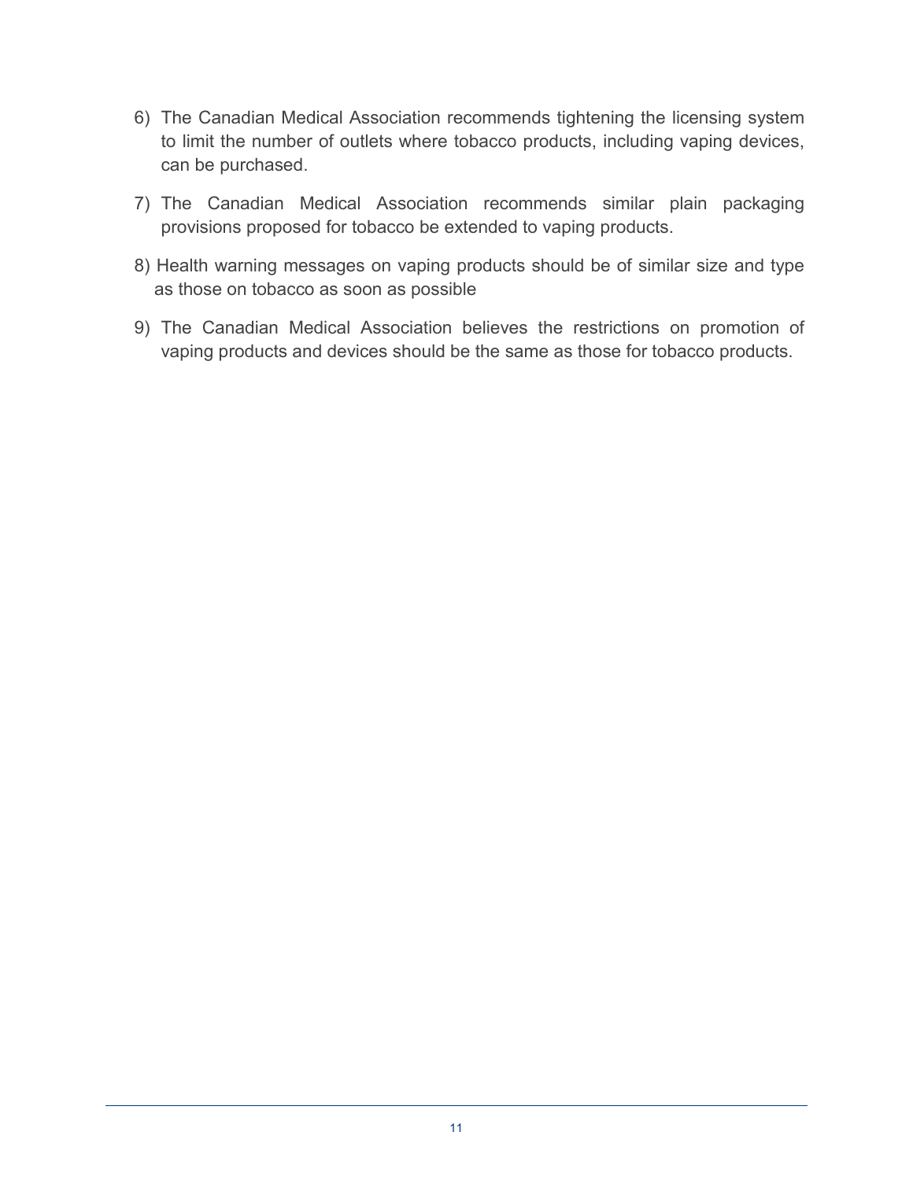6) The Canadian Medical Association recommends tightening the licensing system to limit the number of outlets where tobacco products, including vaping devices, can be purchased.

7) The Canadian Medical Association recommends similar plain packaging provisions proposed for tobacco be extended to vaping products.

8) Health warning messages on vaping products should be of similar size and type as those on tobacco as soon as possible

9) The Canadian Medical Association believes the restrictions on promotion of vaping products and devices should be the same as those for tobacco products.